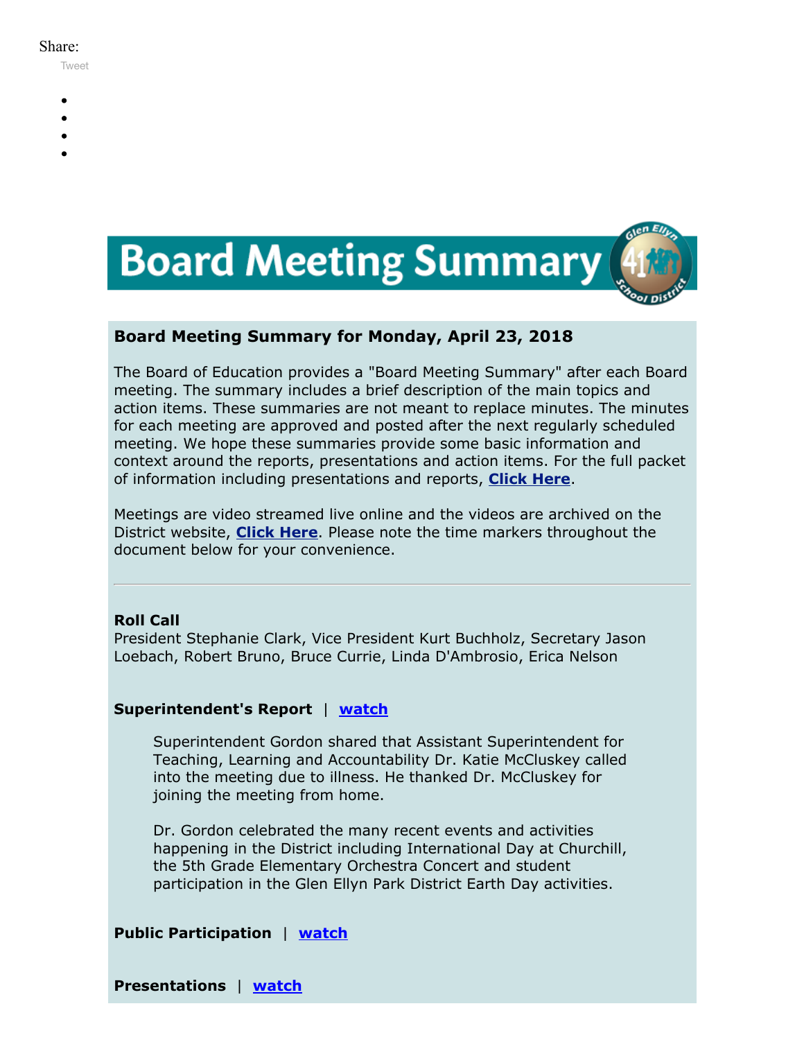Share:

Tweet

# Board Meeting Summary

## Board Meeting Summary for Monday, April 23, 2018

The Board of Education provides a "Board Meeting Summary" after each Board meeting. The summary includes a brief description of the main topics and action items. These summaries are not meant to replace minutes. The minutes for each meeting are approved and posted after the next regularly scheduled meeting. We hope these summaries provide some basic information and context around the reports, presentations and action items. For the full packet of information including presentations and reports, **Click Here**.

Meetings are video streamed live online and the videos are archived on the District website, **Click Here**. Please note the time markers throughout the document below for your convenience.

---

**Roll Call**
President Stephanie Clark, Vice President Kurt Buchholz, Secretary Jason Loebach, Robert Bruno, Bruce Currie, Linda D'Ambrosio, Erica Nelson

**Superintendent's Report** | **watch**

> Superintendent Gordon shared that Assistant Superintendent for Teaching, Learning and Accountability Dr. Katie McCluskey called into the meeting due to illness. He thanked Dr. McCluskey for joining the meeting from home.
>
> Dr. Gordon celebrated the many recent events and activities happening in the District including International Day at Churchill, the 5th Grade Elementary Orchestra Concert and student participation in the Glen Ellyn Park District Earth Day activities.

**Public Participation** | **watch**

**Presentations** | **watch**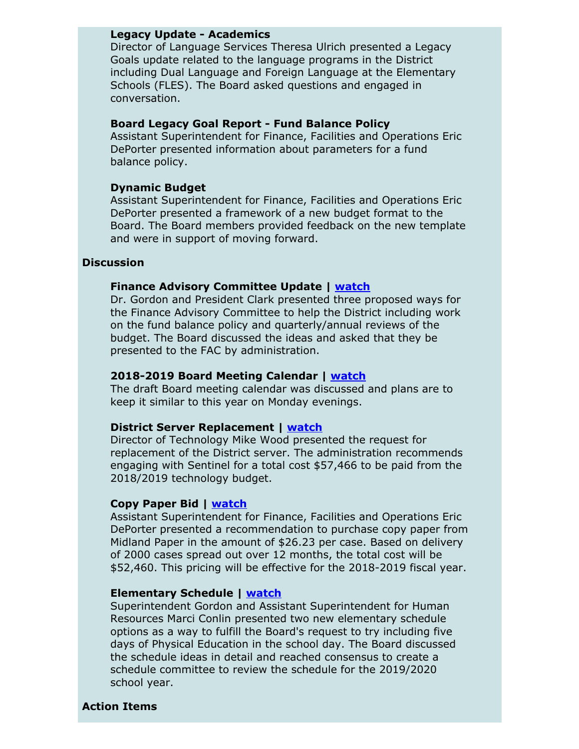### Legacy Update - Academics

Director of Language Services Theresa Ulrich presented a Legacy Goals update related to the language programs in the District including Dual Language and Foreign Language at the Elementary Schools (FLES). The Board asked questions and engaged in conversation.

### Board Legacy Goal Report - Fund Balance Policy

Assistant Superintendent for Finance, Facilities and Operations Eric DePorter presented information about parameters for a fund balance policy.

### Dynamic Budget

Assistant Superintendent for Finance, Facilities and Operations Eric DePorter presented a framework of a new budget format to the Board. The Board members provided feedback on the new template and were in support of moving forward.

## Discussion

### Finance Advisory Committee Update | watch

Dr. Gordon and President Clark presented three proposed ways for the Finance Advisory Committee to help the District including work on the fund balance policy and quarterly/annual reviews of the budget. The Board discussed the ideas and asked that they be presented to the FAC by administration.

### 2018-2019 Board Meeting Calendar | watch

The draft Board meeting calendar was discussed and plans are to keep it similar to this year on Monday evenings.

### District Server Replacement | watch

Director of Technology Mike Wood presented the request for replacement of the District server. The administration recommends engaging with Sentinel for a total cost $57,466 to be paid from the 2018/2019 technology budget.

### Copy Paper Bid | watch

Assistant Superintendent for Finance, Facilities and Operations Eric DePorter presented a recommendation to purchase copy paper from Midland Paper in the amount of $26.23 per case. Based on delivery of 2000 cases spread out over 12 months, the total cost will be $52,460. This pricing will be effective for the 2018-2019 fiscal year.

### Elementary Schedule | watch

Superintendent Gordon and Assistant Superintendent for Human Resources Marci Conlin presented two new elementary schedule options as a way to fulfill the Board's request to try including five days of Physical Education in the school day. The Board discussed the schedule ideas in detail and reached consensus to create a schedule committee to review the schedule for the 2019/2020 school year.

## Action Items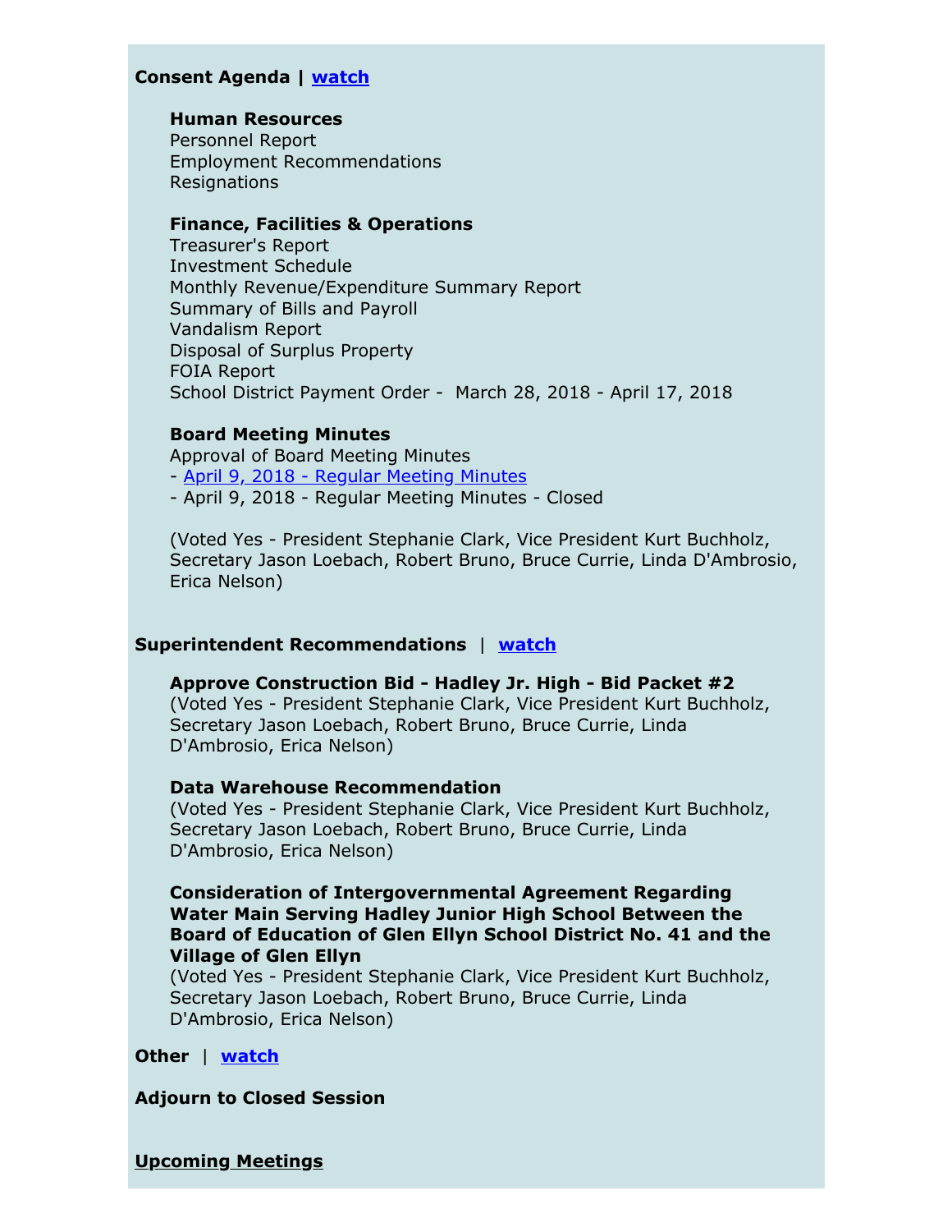**Consent Agenda | [watch]()**

**Human Resources**
Personnel Report
Employment Recommendations
Resignations

**Finance, Facilities & Operations**
Treasurer's Report
Investment Schedule
Monthly Revenue/Expenditure Summary Report
Summary of Bills and Payroll
Vandalism Report
Disposal of Surplus Property
FOIA Report
School District Payment Order - March 28, 2018 - April 17, 2018

**Board Meeting Minutes**
Approval of Board Meeting Minutes
- [April 9, 2018 - Regular Meeting Minutes]()
- April 9, 2018 - Regular Meeting Minutes - Closed

(Voted Yes - President Stephanie Clark, Vice President Kurt Buchholz, Secretary Jason Loebach, Robert Bruno, Bruce Currie, Linda D'Ambrosio, Erica Nelson)

**Superintendent Recommendations** | **[watch]()**

**Approve Construction Bid - Hadley Jr. High - Bid Packet #2**
(Voted Yes - President Stephanie Clark, Vice President Kurt Buchholz, Secretary Jason Loebach, Robert Bruno, Bruce Currie, Linda D'Ambrosio, Erica Nelson)

**Data Warehouse Recommendation**
(Voted Yes - President Stephanie Clark, Vice President Kurt Buchholz, Secretary Jason Loebach, Robert Bruno, Bruce Currie, Linda D'Ambrosio, Erica Nelson)

**Consideration of Intergovernmental Agreement Regarding Water Main Serving Hadley Junior High School Between the Board of Education of Glen Ellyn School District No. 41 and the Village of Glen Ellyn**
(Voted Yes - President Stephanie Clark, Vice President Kurt Buchholz, Secretary Jason Loebach, Robert Bruno, Bruce Currie, Linda D'Ambrosio, Erica Nelson)

**Other** | **[watch]()**

**Adjourn to Closed Session**

**Upcoming Meetings**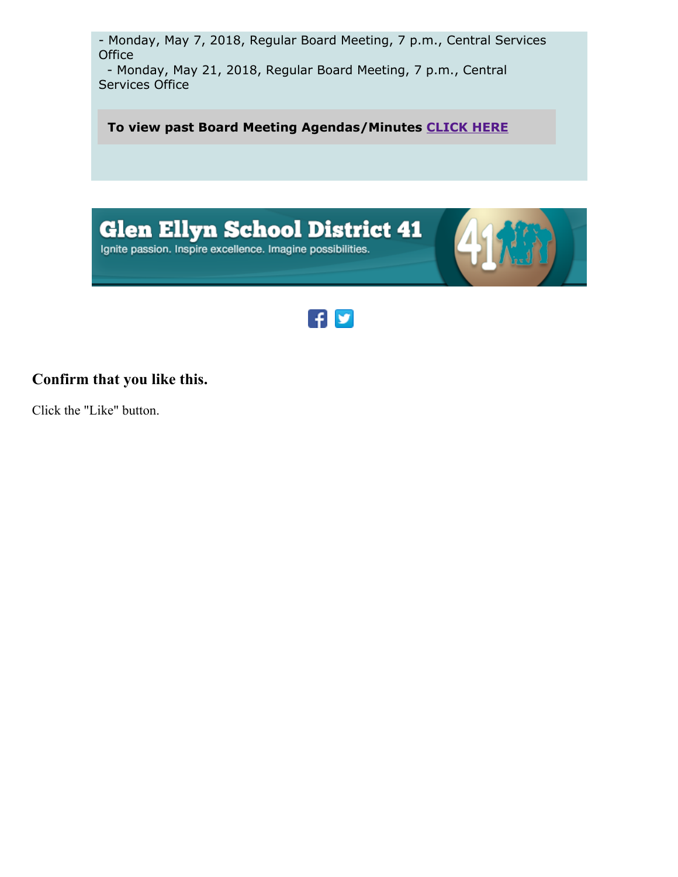- Monday, May 7, 2018, Regular Board Meeting, 7 p.m., Central Services Office
- Monday, May 21, 2018, Regular Board Meeting, 7 p.m., Central Services Office

**To view past Board Meeting Agendas/Minutes CLICK HERE**

Glen Ellyn School District 41

Ignite passion. Inspire excellence. Imagine possibilities.

## Confirm that you like this.

Click the "Like" button.